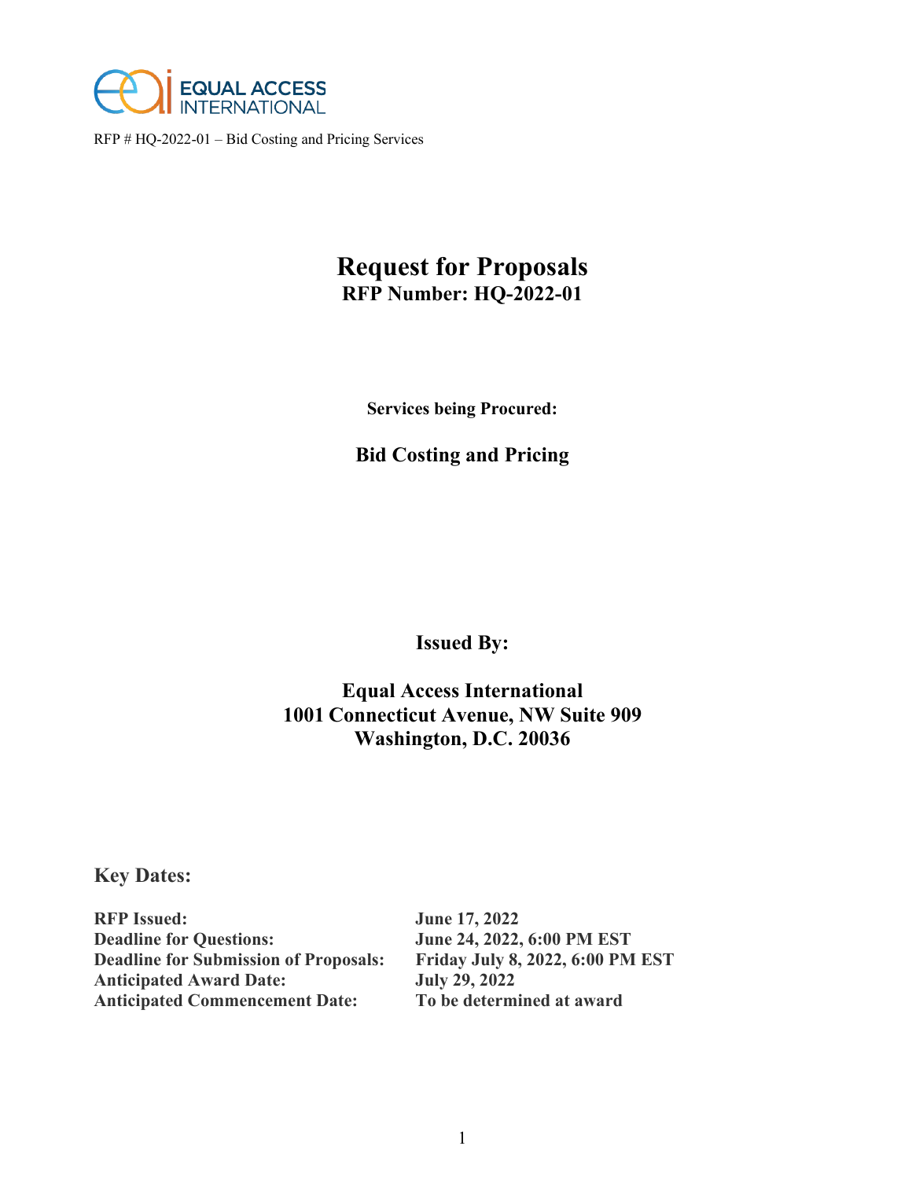EQUAL ACCESS INTERNATIONAL

RFP # HQ-2022-01 – Bid Costing and Pricing Services

# Request for Proposals
## RFP Number: HQ-2022-01

**Services being Procured:**

## Bid Costing and Pricing

**Issued By:**

**Equal Access International**
**1001 Connecticut Avenue, NW Suite 909**
**Washington, D.C. 20036**

## Key Dates:

| | |
|---|---|
| **RFP Issued:** | **June 17, 2022** |
| **Deadline for Questions:** | **June 24, 2022, 6:00 PM EST** |
| **Deadline for Submission of Proposals:** | **Friday July 8, 2022, 6:00 PM EST** |
| **Anticipated Award Date:** | **July 29, 2022** |
| **Anticipated Commencement Date:** | **To be determined at award** |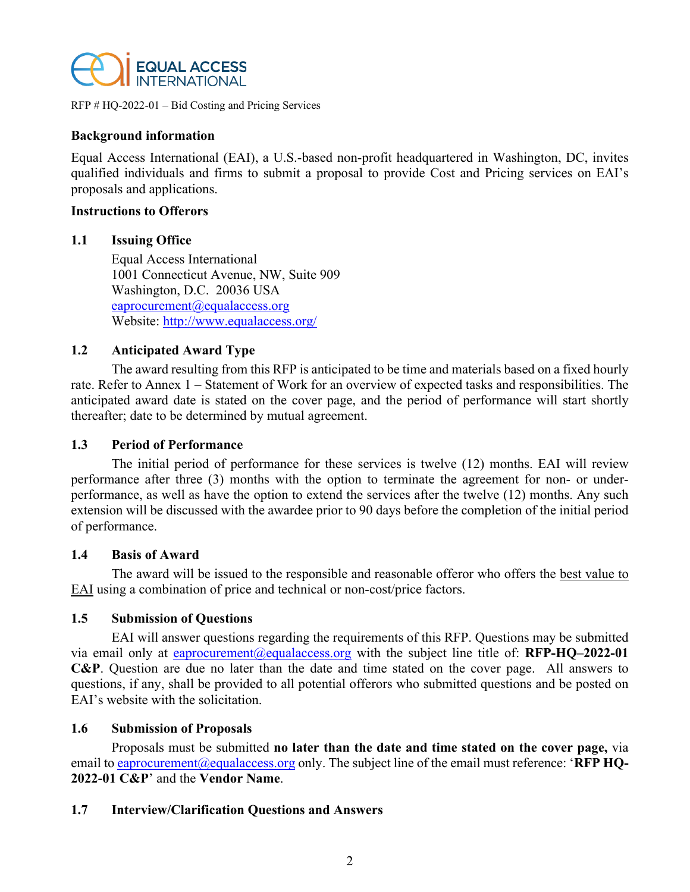RFP # HQ-2022-01 – Bid Costing and Pricing Services

## Background information

Equal Access International (EAI), a U.S.-based non-profit headquartered in Washington, DC, invites qualified individuals and firms to submit a proposal to provide Cost and Pricing services on EAI's proposals and applications.

## Instructions to Offerors

### 1.1 Issuing Office

Equal Access International
1001 Connecticut Avenue, NW, Suite 909
Washington, D.C. 20036 USA
eaprocurement@equalaccess.org
Website: http://www.equalaccess.org/

### 1.2 Anticipated Award Type

The award resulting from this RFP is anticipated to be time and materials based on a fixed hourly rate. Refer to Annex 1 – Statement of Work for an overview of expected tasks and responsibilities. The anticipated award date is stated on the cover page, and the period of performance will start shortly thereafter; date to be determined by mutual agreement.

### 1.3 Period of Performance

The initial period of performance for these services is twelve (12) months. EAI will review performance after three (3) months with the option to terminate the agreement for non- or under-performance, as well as have the option to extend the services after the twelve (12) months. Any such extension will be discussed with the awardee prior to 90 days before the completion of the initial period of performance.

### 1.4 Basis of Award

The award will be issued to the responsible and reasonable offeror who offers the best value to EAI using a combination of price and technical or non-cost/price factors.

### 1.5 Submission of Questions

EAI will answer questions regarding the requirements of this RFP. Questions may be submitted via email only at eaprocurement@equalaccess.org with the subject line title of: **RFP-HQ–2022-01 C&P**. Question are due no later than the date and time stated on the cover page. All answers to questions, if any, shall be provided to all potential offerors who submitted questions and be posted on EAI's website with the solicitation.

### 1.6 Submission of Proposals

Proposals must be submitted **no later than the date and time stated on the cover page,** via email to eaprocurement@equalaccess.org only. The subject line of the email must reference: '**RFP HQ-2022-01 C&P**' and the **Vendor Name**.

### 1.7 Interview/Clarification Questions and Answers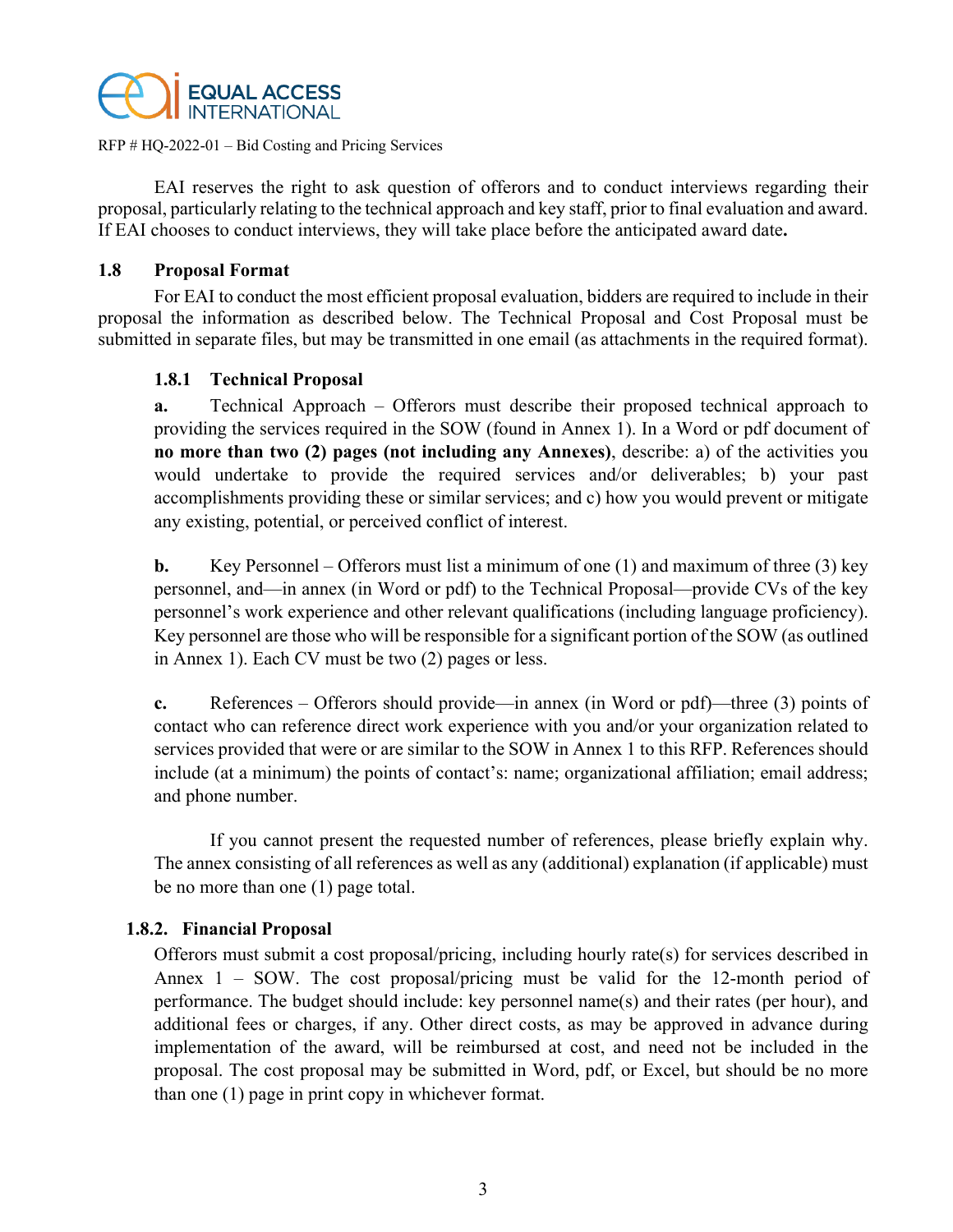EAI reserves the right to ask question of offerors and to conduct interviews regarding their proposal, particularly relating to the technical approach and key staff, prior to final evaluation and award. If EAI chooses to conduct interviews, they will take place before the anticipated award date**.**

## 1.8 Proposal Format

For EAI to conduct the most efficient proposal evaluation, bidders are required to include in their proposal the information as described below. The Technical Proposal and Cost Proposal must be submitted in separate files, but may be transmitted in one email (as attachments in the required format).

### 1.8.1 Technical Proposal

**a.** Technical Approach – Offerors must describe their proposed technical approach to providing the services required in the SOW (found in Annex 1). In a Word or pdf document of **no more than two (2) pages (not including any Annexes)**, describe: a) of the activities you would undertake to provide the required services and/or deliverables; b) your past accomplishments providing these or similar services; and c) how you would prevent or mitigate any existing, potential, or perceived conflict of interest.

**b.** Key Personnel – Offerors must list a minimum of one (1) and maximum of three (3) key personnel, and—in annex (in Word or pdf) to the Technical Proposal—provide CVs of the key personnel's work experience and other relevant qualifications (including language proficiency). Key personnel are those who will be responsible for a significant portion of the SOW (as outlined in Annex 1). Each CV must be two (2) pages or less.

**c.** References – Offerors should provide—in annex (in Word or pdf)—three (3) points of contact who can reference direct work experience with you and/or your organization related to services provided that were or are similar to the SOW in Annex 1 to this RFP. References should include (at a minimum) the points of contact's: name; organizational affiliation; email address; and phone number.

If you cannot present the requested number of references, please briefly explain why. The annex consisting of all references as well as any (additional) explanation (if applicable) must be no more than one (1) page total.

### 1.8.2. Financial Proposal

Offerors must submit a cost proposal/pricing, including hourly rate(s) for services described in Annex 1 – SOW. The cost proposal/pricing must be valid for the 12-month period of performance. The budget should include: key personnel name(s) and their rates (per hour), and additional fees or charges, if any. Other direct costs, as may be approved in advance during implementation of the award, will be reimbursed at cost, and need not be included in the proposal. The cost proposal may be submitted in Word, pdf, or Excel, but should be no more than one (1) page in print copy in whichever format.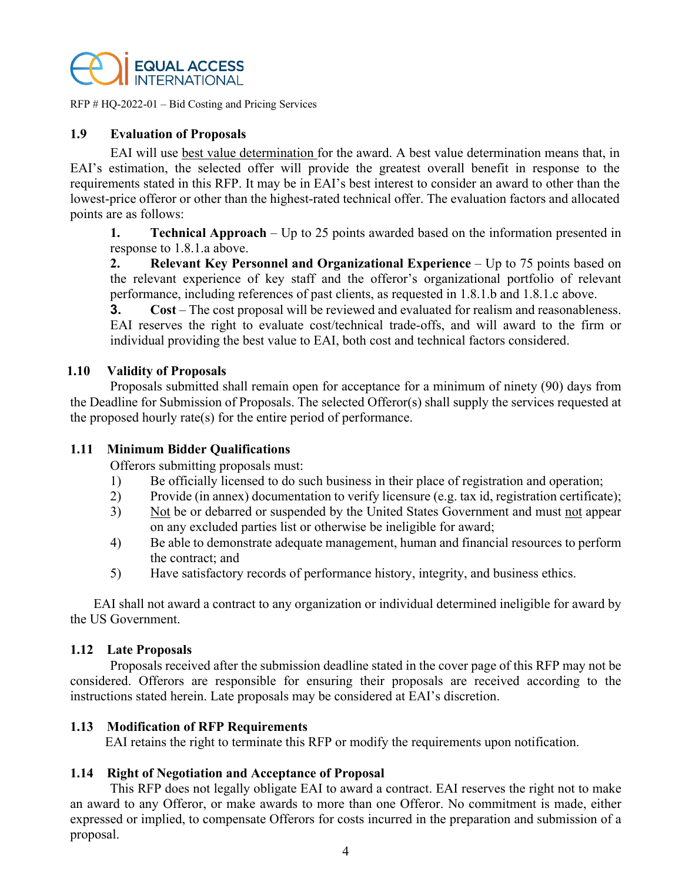### 1.9 Evaluation of Proposals

EAI will use best value determination for the award. A best value determination means that, in EAI's estimation, the selected offer will provide the greatest overall benefit in response to the requirements stated in this RFP. It may be in EAI's best interest to consider an award to other than the lowest-price offeror or other than the highest-rated technical offer. The evaluation factors and allocated points are as follows:

1. **Technical Approach** – Up to 25 points awarded based on the information presented in response to 1.8.1.a above.
2. **Relevant Key Personnel and Organizational Experience** – Up to 75 points based on the relevant experience of key staff and the offeror's organizational portfolio of relevant performance, including references of past clients, as requested in 1.8.1.b and 1.8.1.c above.
3. **Cost** – The cost proposal will be reviewed and evaluated for realism and reasonableness. EAI reserves the right to evaluate cost/technical trade-offs, and will award to the firm or individual providing the best value to EAI, both cost and technical factors considered.

### 1.10 Validity of Proposals

Proposals submitted shall remain open for acceptance for a minimum of ninety (90) days from the Deadline for Submission of Proposals. The selected Offeror(s) shall supply the services requested at the proposed hourly rate(s) for the entire period of performance.

### 1.11 Minimum Bidder Qualifications

Offerors submitting proposals must:

1) Be officially licensed to do such business in their place of registration and operation;
2) Provide (in annex) documentation to verify licensure (e.g. tax id, registration certificate);
3) Not be or debarred or suspended by the United States Government and must not appear on any excluded parties list or otherwise be ineligible for award;
4) Be able to demonstrate adequate management, human and financial resources to perform the contract; and
5) Have satisfactory records of performance history, integrity, and business ethics.

EAI shall not award a contract to any organization or individual determined ineligible for award by the US Government.

### 1.12 Late Proposals

Proposals received after the submission deadline stated in the cover page of this RFP may not be considered. Offerors are responsible for ensuring their proposals are received according to the instructions stated herein. Late proposals may be considered at EAI's discretion.

### 1.13 Modification of RFP Requirements

EAI retains the right to terminate this RFP or modify the requirements upon notification.

### 1.14 Right of Negotiation and Acceptance of Proposal

This RFP does not legally obligate EAI to award a contract. EAI reserves the right not to make an award to any Offeror, or make awards to more than one Offeror. No commitment is made, either expressed or implied, to compensate Offerors for costs incurred in the preparation and submission of a proposal.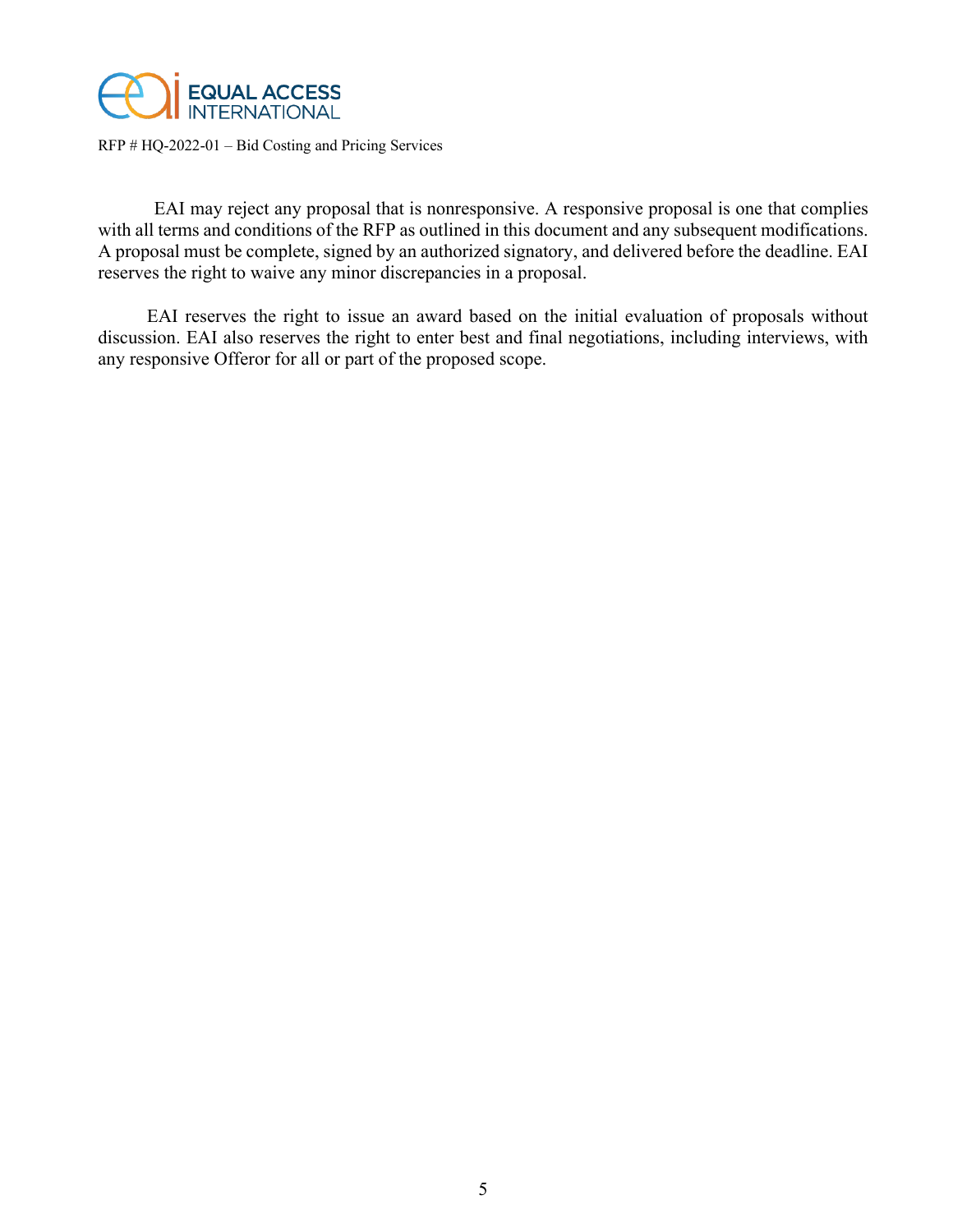EAI may reject any proposal that is nonresponsive. A responsive proposal is one that complies with all terms and conditions of the RFP as outlined in this document and any subsequent modifications. A proposal must be complete, signed by an authorized signatory, and delivered before the deadline. EAI reserves the right to waive any minor discrepancies in a proposal.

EAI reserves the right to issue an award based on the initial evaluation of proposals without discussion. EAI also reserves the right to enter best and final negotiations, including interviews, with any responsive Offeror for all or part of the proposed scope.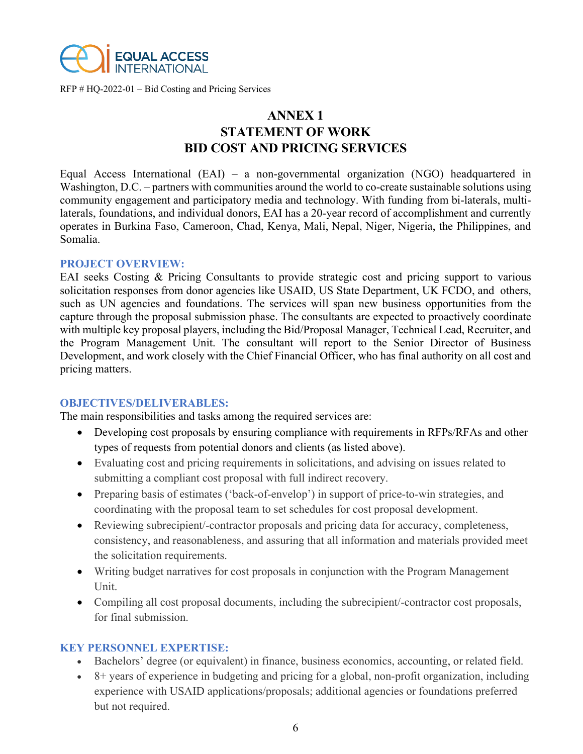RFP # HQ-2022-01 – Bid Costing and Pricing Services

# ANNEX 1
# STATEMENT OF WORK
# BID COST AND PRICING SERVICES

Equal Access International (EAI) – a non-governmental organization (NGO) headquartered in Washington, D.C. – partners with communities around the world to co-create sustainable solutions using community engagement and participatory media and technology. With funding from bi-laterals, multi-laterals, foundations, and individual donors, EAI has a 20-year record of accomplishment and currently operates in Burkina Faso, Cameroon, Chad, Kenya, Mali, Nepal, Niger, Nigeria, the Philippines, and Somalia.

## PROJECT OVERVIEW:

EAI seeks Costing & Pricing Consultants to provide strategic cost and pricing support to various solicitation responses from donor agencies like USAID, US State Department, UK FCDO, and others, such as UN agencies and foundations. The services will span new business opportunities from the capture through the proposal submission phase. The consultants are expected to proactively coordinate with multiple key proposal players, including the Bid/Proposal Manager, Technical Lead, Recruiter, and the Program Management Unit. The consultant will report to the Senior Director of Business Development, and work closely with the Chief Financial Officer, who has final authority on all cost and pricing matters.

## OBJECTIVES/DELIVERABLES:

The main responsibilities and tasks among the required services are:

- Developing cost proposals by ensuring compliance with requirements in RFPs/RFAs and other types of requests from potential donors and clients (as listed above).
- Evaluating cost and pricing requirements in solicitations, and advising on issues related to submitting a compliant cost proposal with full indirect recovery.
- Preparing basis of estimates ('back-of-envelop') in support of price-to-win strategies, and coordinating with the proposal team to set schedules for cost proposal development.
- Reviewing subrecipient/-contractor proposals and pricing data for accuracy, completeness, consistency, and reasonableness, and assuring that all information and materials provided meet the solicitation requirements.
- Writing budget narratives for cost proposals in conjunction with the Program Management Unit.
- Compiling all cost proposal documents, including the subrecipient/-contractor cost proposals, for final submission.

## KEY PERSONNEL EXPERTISE:

- Bachelors' degree (or equivalent) in finance, business economics, accounting, or related field.
- 8+ years of experience in budgeting and pricing for a global, non-profit organization, including experience with USAID applications/proposals; additional agencies or foundations preferred but not required.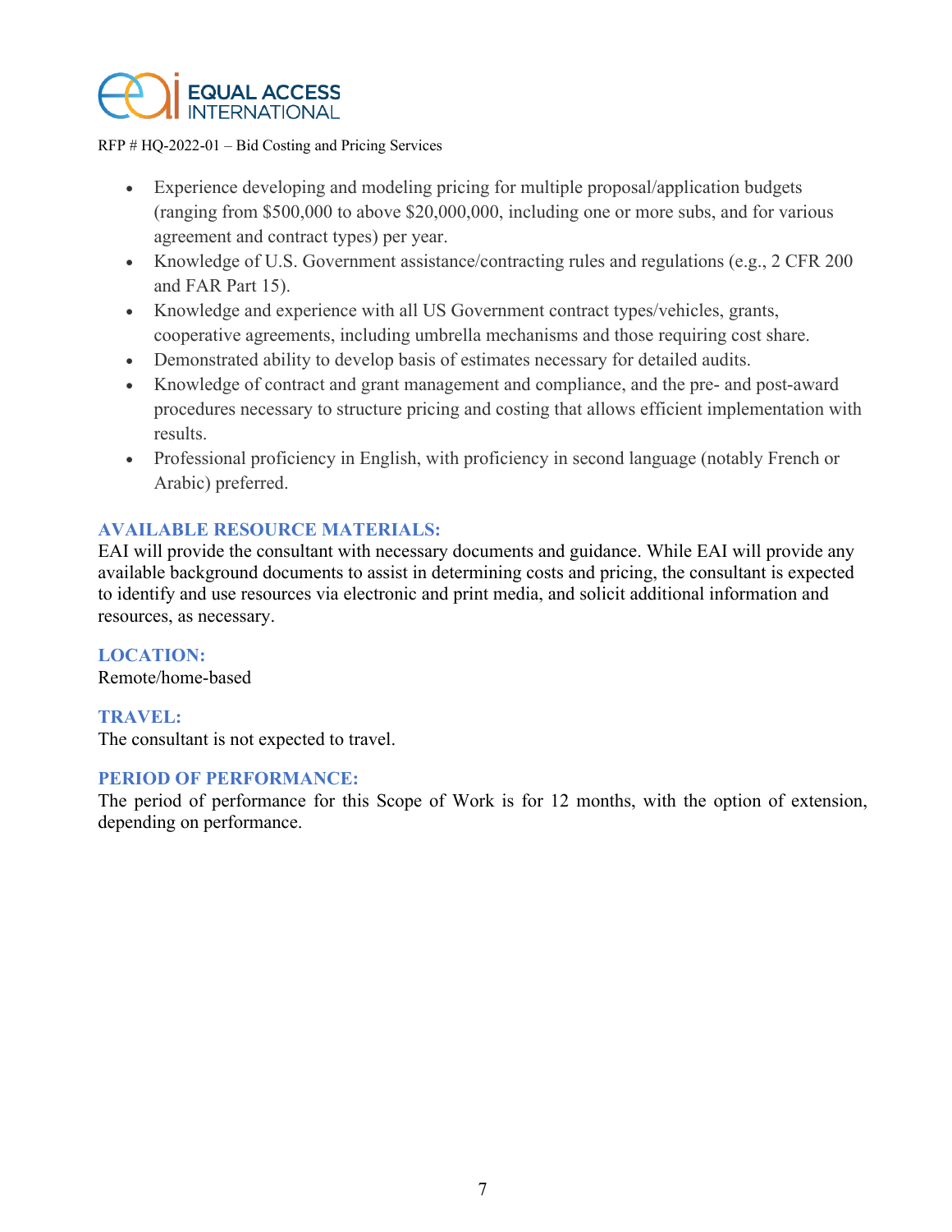- Experience developing and modeling pricing for multiple proposal/application budgets (ranging from $500,000 to above $20,000,000, including one or more subs, and for various agreement and contract types) per year.
- Knowledge of U.S. Government assistance/contracting rules and regulations (e.g., 2 CFR 200 and FAR Part 15).
- Knowledge and experience with all US Government contract types/vehicles, grants, cooperative agreements, including umbrella mechanisms and those requiring cost share.
- Demonstrated ability to develop basis of estimates necessary for detailed audits.
- Knowledge of contract and grant management and compliance, and the pre- and post-award procedures necessary to structure pricing and costing that allows efficient implementation with results.
- Professional proficiency in English, with proficiency in second language (notably French or Arabic) preferred.

## AVAILABLE RESOURCE MATERIALS:

EAI will provide the consultant with necessary documents and guidance. While EAI will provide any available background documents to assist in determining costs and pricing, the consultant is expected to identify and use resources via electronic and print media, and solicit additional information and resources, as necessary.

## LOCATION:

Remote/home-based

## TRAVEL:

The consultant is not expected to travel.

## PERIOD OF PERFORMANCE:

The period of performance for this Scope of Work is for 12 months, with the option of extension, depending on performance.